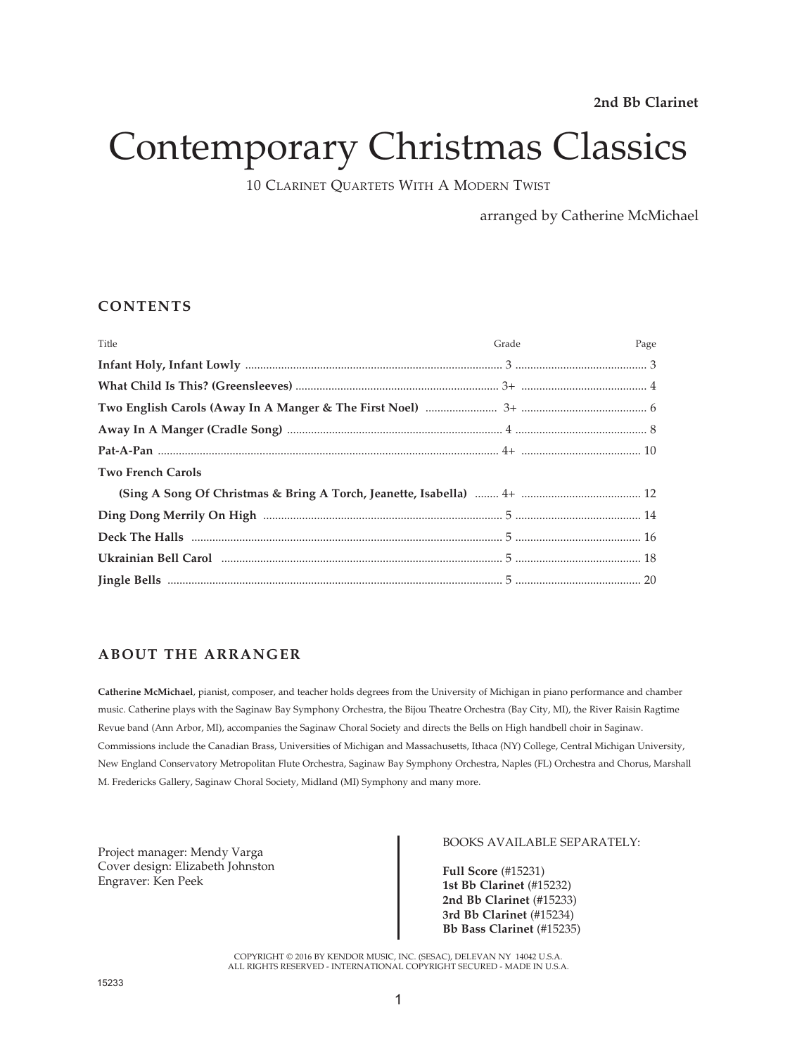**2nd Bb Clarinet**

# Contemporary Christmas Classics

10 Clarinet Quartets With A Modern Twist

arranged by Catherine McMichael

## CONTENTS

| Title | Grade | Page |
|---|---|---|
| **Infant Holy, Infant Lowly** | 3 | 3 |
| **What Child Is This? (Greensleeves)** | 3+ | 4 |
| **Two English Carols (Away In A Manger & The First Noel)** | 3+ | 6 |
| **Away In A Manger (Cradle Song)** | 4 | 8 |
| **Pat-A-Pan** | 4+ | 10 |
| **Two French Carols (Sing A Song Of Christmas & Bring A Torch, Jeanette, Isabella)** | 4+ | 12 |
| **Ding Dong Merrily On High** | 5 | 14 |
| **Deck The Halls** | 5 | 16 |
| **Ukrainian Bell Carol** | 5 | 18 |
| **Jingle Bells** | 5 | 20 |

## ABOUT THE ARRANGER

**Catherine McMichael**, pianist, composer, and teacher holds degrees from the University of Michigan in piano performance and chamber music. Catherine plays with the Saginaw Bay Symphony Orchestra, the Bijou Theatre Orchestra (Bay City, MI), the River Raisin Ragtime Revue band (Ann Arbor, MI), accompanies the Saginaw Choral Society and directs the Bells on High handbell choir in Saginaw. Commissions include the Canadian Brass, Universities of Michigan and Massachusetts, Ithaca (NY) College, Central Michigan University, New England Conservatory Metropolitan Flute Orchestra, Saginaw Bay Symphony Orchestra, Naples (FL) Orchestra and Chorus, Marshall M. Fredericks Gallery, Saginaw Choral Society, Midland (MI) Symphony and many more.

Project manager: Mendy Varga
Cover design: Elizabeth Johnston
Engraver: Ken Peek

BOOKS AVAILABLE SEPARATELY:

**Full Score** (#15231)
**1st Bb Clarinet** (#15232)
**2nd Bb Clarinet** (#15233)
**3rd Bb Clarinet** (#15234)
**Bb Bass Clarinet** (#15235)

COPYRIGHT © 2016 BY KENDOR MUSIC, INC. (SESAC), DELEVAN NY 14042 U.S.A.
ALL RIGHTS RESERVED - INTERNATIONAL COPYRIGHT SECURED - MADE IN U.S.A.

15233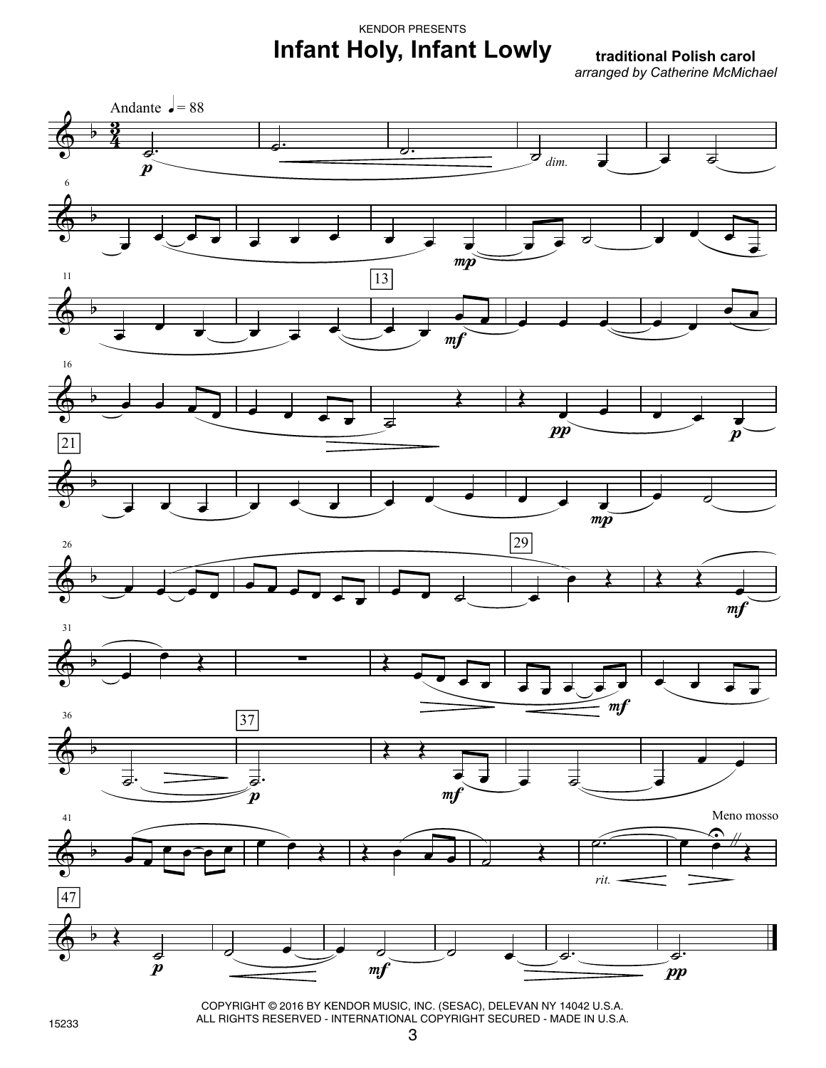KENDOR PRESENTS

# Infant Holy, Infant Lowly

**traditional Polish carol**
*arranged by Catherine McMichael*

COPYRIGHT © 2016 BY KENDOR MUSIC, INC. (SESAC), DELEVAN NY 14042 U.S.A.
ALL RIGHTS RESERVED - INTERNATIONAL COPYRIGHT SECURED - MADE IN U.S.A.

15233